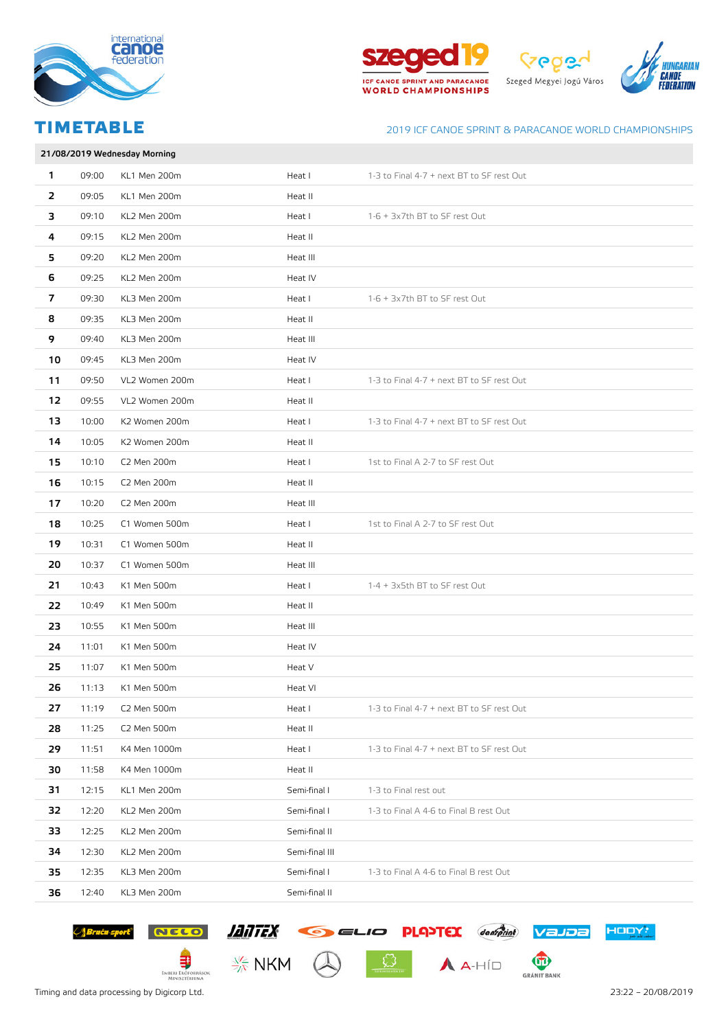# TIMETABLE

2019 ICF CANOE SPRINT & PARACANOE WORLD CHAMPIONSHIPS

**21/08/2019 Wednesday Morning**

| | | | | |
|---|---|---|---|---|
| **1** | 09:00 | KL1 Men 200m | Heat I | 1-3 to Final 4-7 + next BT to SF rest Out |
| **2** | 09:05 | KL1 Men 200m | Heat II | |
| **3** | 09:10 | KL2 Men 200m | Heat I | 1-6 + 3x7th BT to SF rest Out |
| **4** | 09:15 | KL2 Men 200m | Heat II | |
| **5** | 09:20 | KL2 Men 200m | Heat III | |
| **6** | 09:25 | KL2 Men 200m | Heat IV | |
| **7** | 09:30 | KL3 Men 200m | Heat I | 1-6 + 3x7th BT to SF rest Out |
| **8** | 09:35 | KL3 Men 200m | Heat II | |
| **9** | 09:40 | KL3 Men 200m | Heat III | |
| **10** | 09:45 | KL3 Men 200m | Heat IV | |
| **11** | 09:50 | VL2 Women 200m | Heat I | 1-3 to Final 4-7 + next BT to SF rest Out |
| **12** | 09:55 | VL2 Women 200m | Heat II | |
| **13** | 10:00 | K2 Women 200m | Heat I | 1-3 to Final 4-7 + next BT to SF rest Out |
| **14** | 10:05 | K2 Women 200m | Heat II | |
| **15** | 10:10 | C2 Men 200m | Heat I | 1st to Final A 2-7 to SF rest Out |
| **16** | 10:15 | C2 Men 200m | Heat II | |
| **17** | 10:20 | C2 Men 200m | Heat III | |
| **18** | 10:25 | C1 Women 500m | Heat I | 1st to Final A 2-7 to SF rest Out |
| **19** | 10:31 | C1 Women 500m | Heat II | |
| **20** | 10:37 | C1 Women 500m | Heat III | |
| **21** | 10:43 | K1 Men 500m | Heat I | 1-4 + 3x5th BT to SF rest Out |
| **22** | 10:49 | K1 Men 500m | Heat II | |
| **23** | 10:55 | K1 Men 500m | Heat III | |
| **24** | 11:01 | K1 Men 500m | Heat IV | |
| **25** | 11:07 | K1 Men 500m | Heat V | |
| **26** | 11:13 | K1 Men 500m | Heat VI | |
| **27** | 11:19 | C2 Men 500m | Heat I | 1-3 to Final 4-7 + next BT to SF rest Out |
| **28** | 11:25 | C2 Men 500m | Heat II | |
| **29** | 11:51 | K4 Men 1000m | Heat I | 1-3 to Final 4-7 + next BT to SF rest Out |
| **30** | 11:58 | K4 Men 1000m | Heat II | |
| **31** | 12:15 | KL1 Men 200m | Semi-final I | 1-3 to Final rest out |
| **32** | 12:20 | KL2 Men 200m | Semi-final I | 1-3 to Final A 4-6 to Final B rest Out |
| **33** | 12:25 | KL2 Men 200m | Semi-final II | |
| **34** | 12:30 | KL2 Men 200m | Semi-final III | |
| **35** | 12:35 | KL3 Men 200m | Semi-final I | 1-3 to Final A 4-6 to Final B rest Out |
| **36** | 12:40 | KL3 Men 200m | Semi-final II | |

Timing and data processing by Digicorp Ltd.

23:22 – 20/08/2019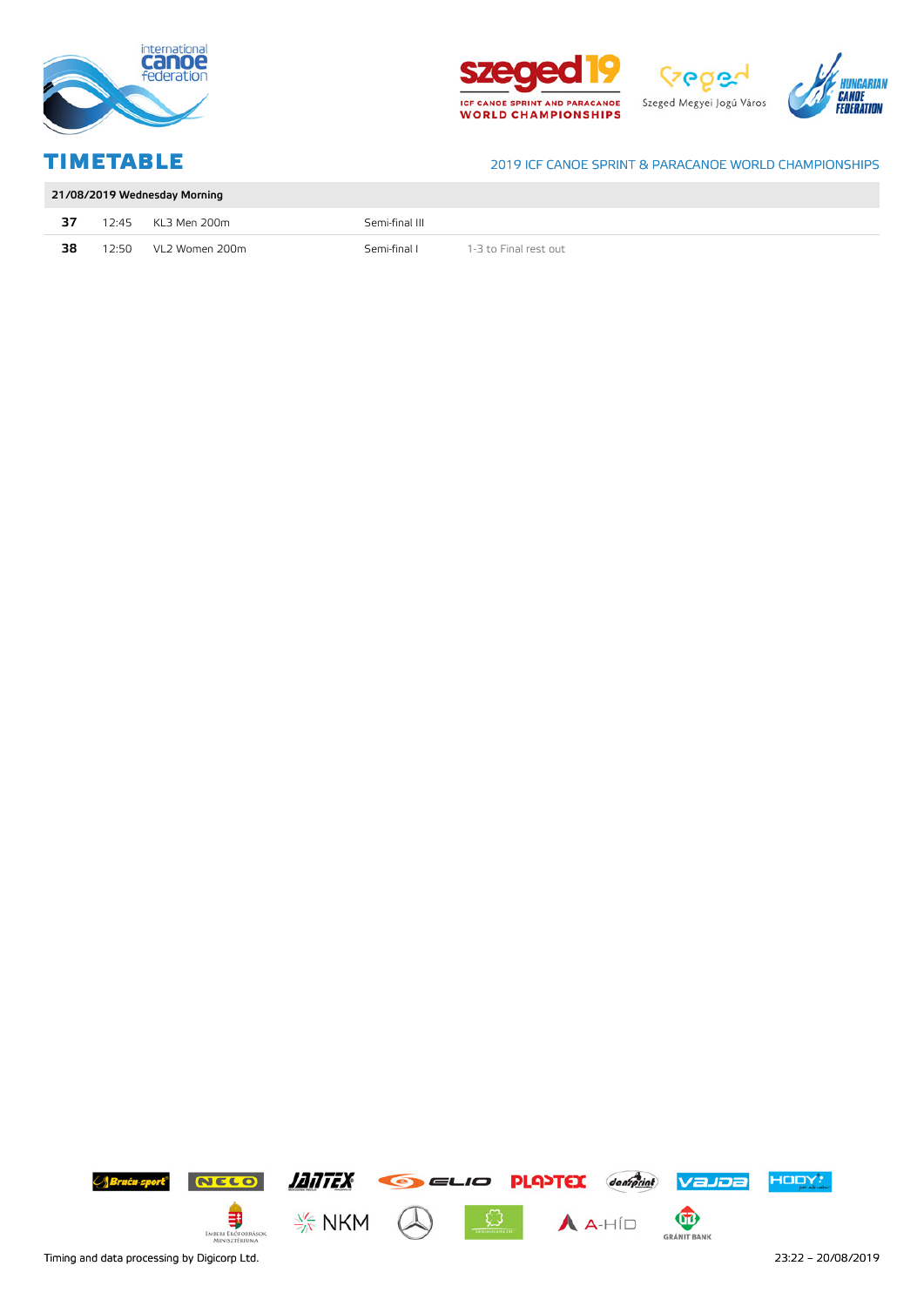# TIMETABLE

2019 ICF CANOE SPRINT & PARACANOE WORLD CHAMPIONSHIPS

| 21/08/2019 Wednesday Morning | | | | |
|---|---|---|---|---|
| **37** | 12:45 | KL3 Men 200m | Semi-final III | |
| **38** | 12:50 | VL2 Women 200m | Semi-final I | 1-3 to Final rest out |

Timing and data processing by Digicorp Ltd.

23:22 – 20/08/2019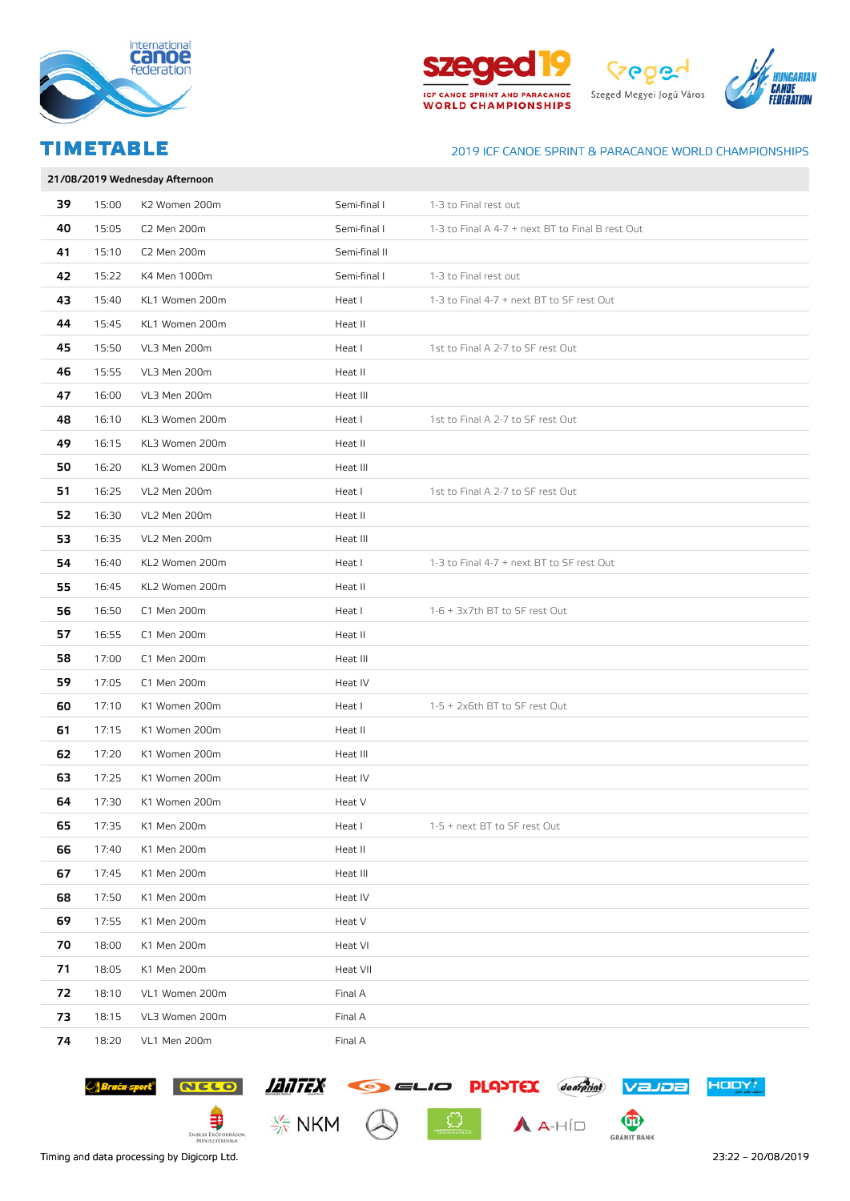# TIMETABLE

2019 ICF CANOE SPRINT & PARACANOE WORLD CHAMPIONSHIPS

**21/08/2019 Wednesday Afternoon**

| | | | | |
|---|---|---|---|---|
| **39** | 15:00 | K2 Women 200m | Semi-final I | 1-3 to Final rest out |
| **40** | 15:05 | C2 Men 200m | Semi-final I | 1-3 to Final A 4-7 + next BT to Final B rest Out |
| **41** | 15:10 | C2 Men 200m | Semi-final II | |
| **42** | 15:22 | K4 Men 1000m | Semi-final I | 1-3 to Final rest out |
| **43** | 15:40 | KL1 Women 200m | Heat I | 1-3 to Final 4-7 + next BT to SF rest Out |
| **44** | 15:45 | KL1 Women 200m | Heat II | |
| **45** | 15:50 | VL3 Men 200m | Heat I | 1st to Final A 2-7 to SF rest Out |
| **46** | 15:55 | VL3 Men 200m | Heat II | |
| **47** | 16:00 | VL3 Men 200m | Heat III | |
| **48** | 16:10 | KL3 Women 200m | Heat I | 1st to Final A 2-7 to SF rest Out |
| **49** | 16:15 | KL3 Women 200m | Heat II | |
| **50** | 16:20 | KL3 Women 200m | Heat III | |
| **51** | 16:25 | VL2 Men 200m | Heat I | 1st to Final A 2-7 to SF rest Out |
| **52** | 16:30 | VL2 Men 200m | Heat II | |
| **53** | 16:35 | VL2 Men 200m | Heat III | |
| **54** | 16:40 | KL2 Women 200m | Heat I | 1-3 to Final 4-7 + next BT to SF rest Out |
| **55** | 16:45 | KL2 Women 200m | Heat II | |
| **56** | 16:50 | C1 Men 200m | Heat I | 1-6 + 3x7th BT to SF rest Out |
| **57** | 16:55 | C1 Men 200m | Heat II | |
| **58** | 17:00 | C1 Men 200m | Heat III | |
| **59** | 17:05 | C1 Men 200m | Heat IV | |
| **60** | 17:10 | K1 Women 200m | Heat I | 1-5 + 2x6th BT to SF rest Out |
| **61** | 17:15 | K1 Women 200m | Heat II | |
| **62** | 17:20 | K1 Women 200m | Heat III | |
| **63** | 17:25 | K1 Women 200m | Heat IV | |
| **64** | 17:30 | K1 Women 200m | Heat V | |
| **65** | 17:35 | K1 Men 200m | Heat I | 1-5 + next BT to SF rest Out |
| **66** | 17:40 | K1 Men 200m | Heat II | |
| **67** | 17:45 | K1 Men 200m | Heat III | |
| **68** | 17:50 | K1 Men 200m | Heat IV | |
| **69** | 17:55 | K1 Men 200m | Heat V | |
| **70** | 18:00 | K1 Men 200m | Heat VI | |
| **71** | 18:05 | K1 Men 200m | Heat VII | |
| **72** | 18:10 | VL1 Women 200m | Final A | |
| **73** | 18:15 | VL3 Women 200m | Final A | |
| **74** | 18:20 | VL1 Men 200m | Final A | |

Timing and data processing by Digicorp Ltd.

23:22 – 20/08/2019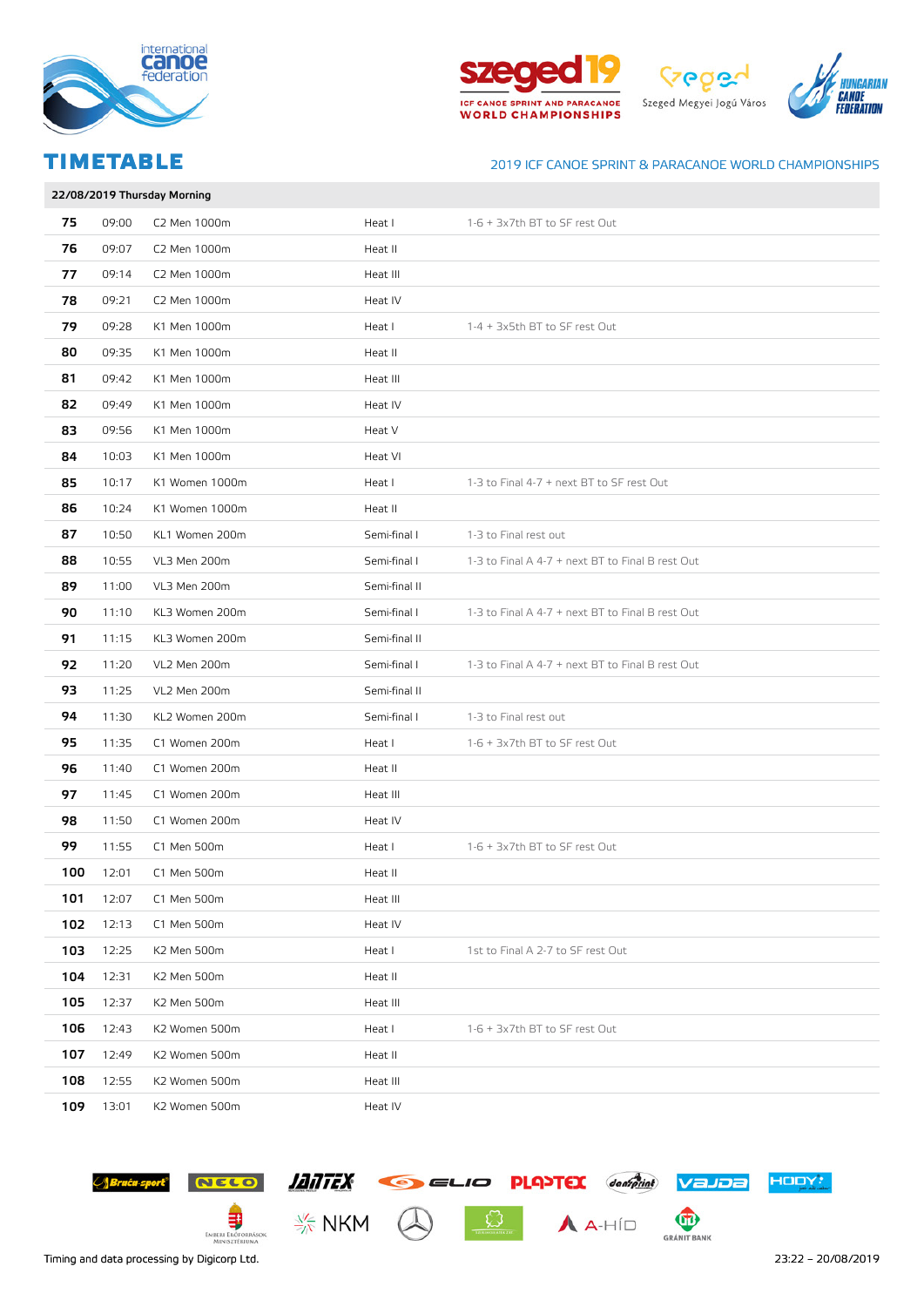# TIMETABLE

2019 ICF CANOE SPRINT & PARACANOE WORLD CHAMPIONSHIPS

| 22/08/2019 Thursday Morning | | | | |
|---|---|---|---|---|
| 75 | 09:00 | C2 Men 1000m | Heat I | 1-6 + 3x7th BT to SF rest Out |
| 76 | 09:07 | C2 Men 1000m | Heat II | |
| 77 | 09:14 | C2 Men 1000m | Heat III | |
| 78 | 09:21 | C2 Men 1000m | Heat IV | |
| 79 | 09:28 | K1 Men 1000m | Heat I | 1-4 + 3x5th BT to SF rest Out |
| 80 | 09:35 | K1 Men 1000m | Heat II | |
| 81 | 09:42 | K1 Men 1000m | Heat III | |
| 82 | 09:49 | K1 Men 1000m | Heat IV | |
| 83 | 09:56 | K1 Men 1000m | Heat V | |
| 84 | 10:03 | K1 Men 1000m | Heat VI | |
| 85 | 10:17 | K1 Women 1000m | Heat I | 1-3 to Final 4-7 + next BT to SF rest Out |
| 86 | 10:24 | K1 Women 1000m | Heat II | |
| 87 | 10:50 | KL1 Women 200m | Semi-final I | 1-3 to Final rest out |
| 88 | 10:55 | VL3 Men 200m | Semi-final I | 1-3 to Final A 4-7 + next BT to Final B rest Out |
| 89 | 11:00 | VL3 Men 200m | Semi-final II | |
| 90 | 11:10 | KL3 Women 200m | Semi-final I | 1-3 to Final A 4-7 + next BT to Final B rest Out |
| 91 | 11:15 | KL3 Women 200m | Semi-final II | |
| 92 | 11:20 | VL2 Men 200m | Semi-final I | 1-3 to Final A 4-7 + next BT to Final B rest Out |
| 93 | 11:25 | VL2 Men 200m | Semi-final II | |
| 94 | 11:30 | KL2 Women 200m | Semi-final I | 1-3 to Final rest out |
| 95 | 11:35 | C1 Women 200m | Heat I | 1-6 + 3x7th BT to SF rest Out |
| 96 | 11:40 | C1 Women 200m | Heat II | |
| 97 | 11:45 | C1 Women 200m | Heat III | |
| 98 | 11:50 | C1 Women 200m | Heat IV | |
| 99 | 11:55 | C1 Men 500m | Heat I | 1-6 + 3x7th BT to SF rest Out |
| 100 | 12:01 | C1 Men 500m | Heat II | |
| 101 | 12:07 | C1 Men 500m | Heat III | |
| 102 | 12:13 | C1 Men 500m | Heat IV | |
| 103 | 12:25 | K2 Men 500m | Heat I | 1st to Final A 2-7 to SF rest Out |
| 104 | 12:31 | K2 Men 500m | Heat II | |
| 105 | 12:37 | K2 Men 500m | Heat III | |
| 106 | 12:43 | K2 Women 500m | Heat I | 1-6 + 3x7th BT to SF rest Out |
| 107 | 12:49 | K2 Women 500m | Heat II | |
| 108 | 12:55 | K2 Women 500m | Heat III | |
| 109 | 13:01 | K2 Women 500m | Heat IV | |

Timing and data processing by Digicorp Ltd.

23:22 – 20/08/2019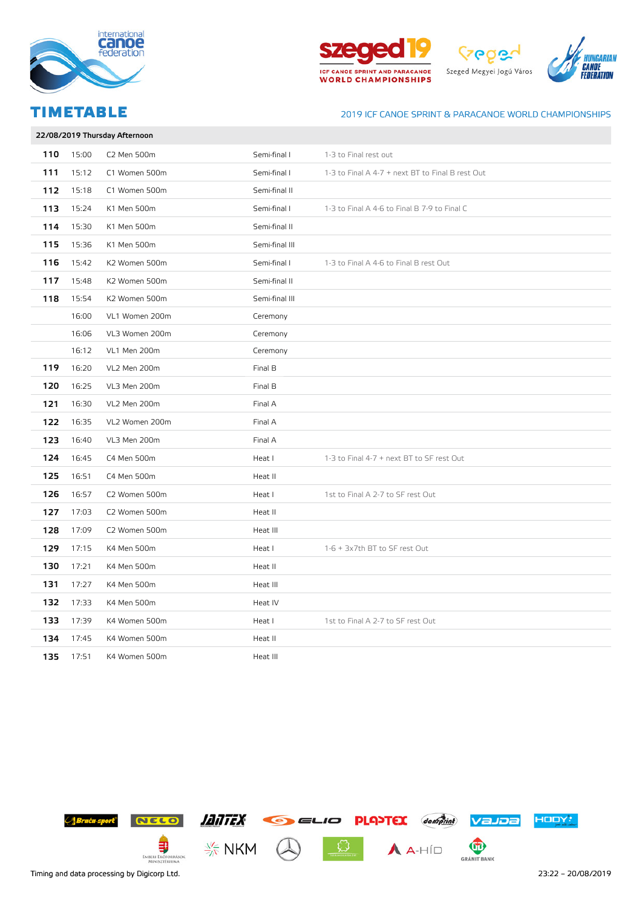# TIMETABLE

2019 ICF CANOE SPRINT & PARACANOE WORLD CHAMPIONSHIPS

| 22/08/2019 Thursday Afternoon | | | | |
|---|---|---|---|---|
| **110** | 15:00 | C2 Men 500m | Semi-final I | 1-3 to Final rest out |
| **111** | 15:12 | C1 Women 500m | Semi-final I | 1-3 to Final A 4-7 + next BT to Final B rest Out |
| **112** | 15:18 | C1 Women 500m | Semi-final II | |
| **113** | 15:24 | K1 Men 500m | Semi-final I | 1-3 to Final A 4-6 to Final B 7-9 to Final C |
| **114** | 15:30 | K1 Men 500m | Semi-final II | |
| **115** | 15:36 | K1 Men 500m | Semi-final III | |
| **116** | 15:42 | K2 Women 500m | Semi-final I | 1-3 to Final A 4-6 to Final B rest Out |
| **117** | 15:48 | K2 Women 500m | Semi-final II | |
| **118** | 15:54 | K2 Women 500m | Semi-final III | |
| | 16:00 | VL1 Women 200m | Ceremony | |
| | 16:06 | VL3 Women 200m | Ceremony | |
| | 16:12 | VL1 Men 200m | Ceremony | |
| **119** | 16:20 | VL2 Men 200m | Final B | |
| **120** | 16:25 | VL3 Men 200m | Final B | |
| **121** | 16:30 | VL2 Men 200m | Final A | |
| **122** | 16:35 | VL2 Women 200m | Final A | |
| **123** | 16:40 | VL3 Men 200m | Final A | |
| **124** | 16:45 | C4 Men 500m | Heat I | 1-3 to Final 4-7 + next BT to SF rest Out |
| **125** | 16:51 | C4 Men 500m | Heat II | |
| **126** | 16:57 | C2 Women 500m | Heat I | 1st to Final A 2-7 to SF rest Out |
| **127** | 17:03 | C2 Women 500m | Heat II | |
| **128** | 17:09 | C2 Women 500m | Heat III | |
| **129** | 17:15 | K4 Men 500m | Heat I | 1-6 + 3x7th BT to SF rest Out |
| **130** | 17:21 | K4 Men 500m | Heat II | |
| **131** | 17:27 | K4 Men 500m | Heat III | |
| **132** | 17:33 | K4 Men 500m | Heat IV | |
| **133** | 17:39 | K4 Women 500m | Heat I | 1st to Final A 2-7 to SF rest Out |
| **134** | 17:45 | K4 Women 500m | Heat II | |
| **135** | 17:51 | K4 Women 500m | Heat III | |

Timing and data processing by Digicorp Ltd.

23:22 – 20/08/2019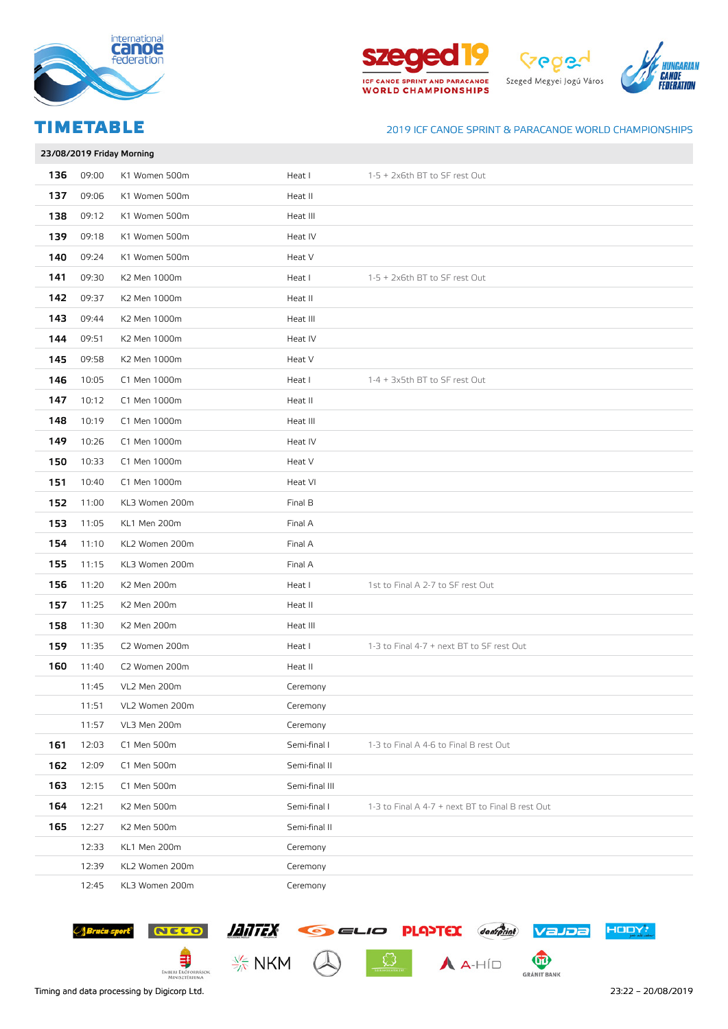# TIMETABLE

2019 ICF CANOE SPRINT & PARACANOE WORLD CHAMPIONSHIPS

| 23/08/2019 Friday Morning | | | | |
|---|---|---|---|---|
| 136 | 09:00 | K1 Women 500m | Heat I | 1-5 + 2x6th BT to SF rest Out |
| 137 | 09:06 | K1 Women 500m | Heat II | |
| 138 | 09:12 | K1 Women 500m | Heat III | |
| 139 | 09:18 | K1 Women 500m | Heat IV | |
| 140 | 09:24 | K1 Women 500m | Heat V | |
| 141 | 09:30 | K2 Men 1000m | Heat I | 1-5 + 2x6th BT to SF rest Out |
| 142 | 09:37 | K2 Men 1000m | Heat II | |
| 143 | 09:44 | K2 Men 1000m | Heat III | |
| 144 | 09:51 | K2 Men 1000m | Heat IV | |
| 145 | 09:58 | K2 Men 1000m | Heat V | |
| 146 | 10:05 | C1 Men 1000m | Heat I | 1-4 + 3x5th BT to SF rest Out |
| 147 | 10:12 | C1 Men 1000m | Heat II | |
| 148 | 10:19 | C1 Men 1000m | Heat III | |
| 149 | 10:26 | C1 Men 1000m | Heat IV | |
| 150 | 10:33 | C1 Men 1000m | Heat V | |
| 151 | 10:40 | C1 Men 1000m | Heat VI | |
| 152 | 11:00 | KL3 Women 200m | Final B | |
| 153 | 11:05 | KL1 Men 200m | Final A | |
| 154 | 11:10 | KL2 Women 200m | Final A | |
| 155 | 11:15 | KL3 Women 200m | Final A | |
| 156 | 11:20 | K2 Men 200m | Heat I | 1st to Final A 2-7 to SF rest Out |
| 157 | 11:25 | K2 Men 200m | Heat II | |
| 158 | 11:30 | K2 Men 200m | Heat III | |
| 159 | 11:35 | C2 Women 200m | Heat I | 1-3 to Final A 4-7 + next BT to SF rest Out |
| 160 | 11:40 | C2 Women 200m | Heat II | |
| | 11:45 | VL2 Men 200m | Ceremony | |
| | 11:51 | VL2 Women 200m | Ceremony | |
| | 11:57 | VL3 Men 200m | Ceremony | |
| 161 | 12:03 | C1 Men 500m | Semi-final I | 1-3 to Final A 4-6 to Final B rest Out |
| 162 | 12:09 | C1 Men 500m | Semi-final II | |
| 163 | 12:15 | C1 Men 500m | Semi-final III | |
| 164 | 12:21 | K2 Men 500m | Semi-final I | 1-3 to Final A 4-7 + next BT to Final B rest Out |
| 165 | 12:27 | K2 Men 500m | Semi-final II | |
| | 12:33 | KL1 Men 200m | Ceremony | |
| | 12:39 | KL2 Women 200m | Ceremony | |
| | 12:45 | KL3 Women 200m | Ceremony | |

Timing and data processing by Digicorp Ltd.

23:22 – 20/08/2019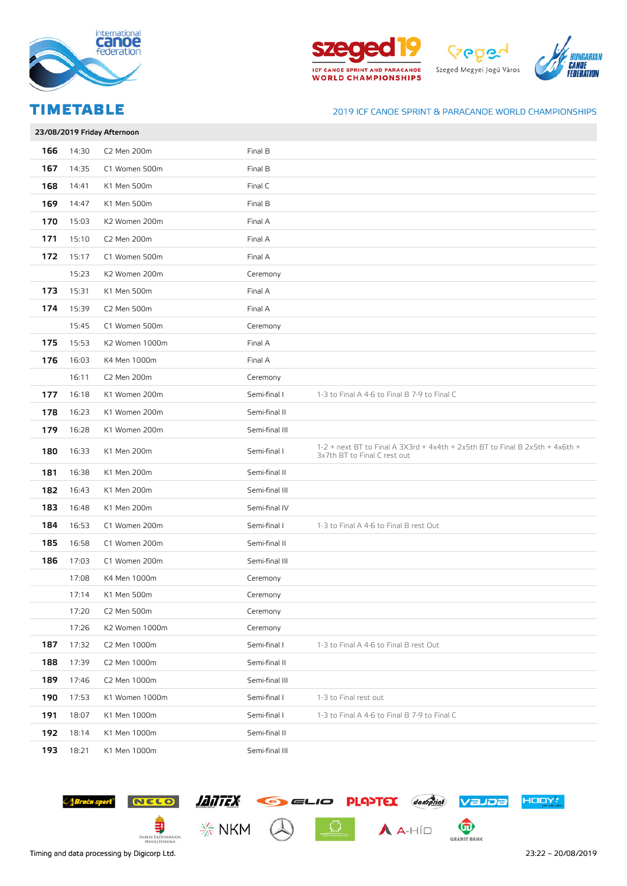# TIMETABLE

2019 ICF CANOE SPRINT & PARACANOE WORLD CHAMPIONSHIPS

**23/08/2019 Friday Afternoon**

| | | | | |
|---|---|---|---|---|
| **166** | 14:30 | C2 Men 200m | Final B | |
| **167** | 14:35 | C1 Women 500m | Final B | |
| **168** | 14:41 | K1 Men 500m | Final C | |
| **169** | 14:47 | K1 Men 500m | Final B | |
| **170** | 15:03 | K2 Women 200m | Final A | |
| **171** | 15:10 | C2 Men 200m | Final A | |
| **172** | 15:17 | C1 Women 500m | Final A | |
| | 15:23 | K2 Women 200m | Ceremony | |
| **173** | 15:31 | K1 Men 500m | Final A | |
| **174** | 15:39 | C2 Men 500m | Final A | |
| | 15:45 | C1 Women 500m | Ceremony | |
| **175** | 15:53 | K2 Women 1000m | Final A | |
| **176** | 16:03 | K4 Men 1000m | Final A | |
| | 16:11 | C2 Men 200m | Ceremony | |
| **177** | 16:18 | K1 Women 200m | Semi-final I | 1-3 to Final A 4-6 to Final B 7-9 to Final C |
| **178** | 16:23 | K1 Women 200m | Semi-final II | |
| **179** | 16:28 | K1 Women 200m | Semi-final III | |
| **180** | 16:33 | K1 Men 200m | Semi-final I | 1-2 + next BT to Final A 3X3rd + 4x4th + 2x5th BT to Final B 2x5th + 4x6th + 3x7th BT to Final C rest out |
| **181** | 16:38 | K1 Men 200m | Semi-final II | |
| **182** | 16:43 | K1 Men 200m | Semi-final III | |
| **183** | 16:48 | K1 Men 200m | Semi-final IV | |
| **184** | 16:53 | C1 Women 200m | Semi-final I | 1-3 to Final A 4-6 to Final B rest Out |
| **185** | 16:58 | C1 Women 200m | Semi-final II | |
| **186** | 17:03 | C1 Women 200m | Semi-final III | |
| | 17:08 | K4 Men 1000m | Ceremony | |
| | 17:14 | K1 Men 500m | Ceremony | |
| | 17:20 | C2 Men 500m | Ceremony | |
| | 17:26 | K2 Women 1000m | Ceremony | |
| **187** | 17:32 | C2 Men 1000m | Semi-final I | 1-3 to Final A 4-6 to Final B rest Out |
| **188** | 17:39 | C2 Men 1000m | Semi-final II | |
| **189** | 17:46 | C2 Men 1000m | Semi-final III | |
| **190** | 17:53 | K1 Women 1000m | Semi-final I | 1-3 to Final rest out |
| **191** | 18:07 | K1 Men 1000m | Semi-final I | 1-3 to Final A 4-6 to Final B 7-9 to Final C |
| **192** | 18:14 | K1 Men 1000m | Semi-final II | |
| **193** | 18:21 | K1 Men 1000m | Semi-final III | |

Timing and data processing by Digicorp Ltd.

23:22 – 20/08/2019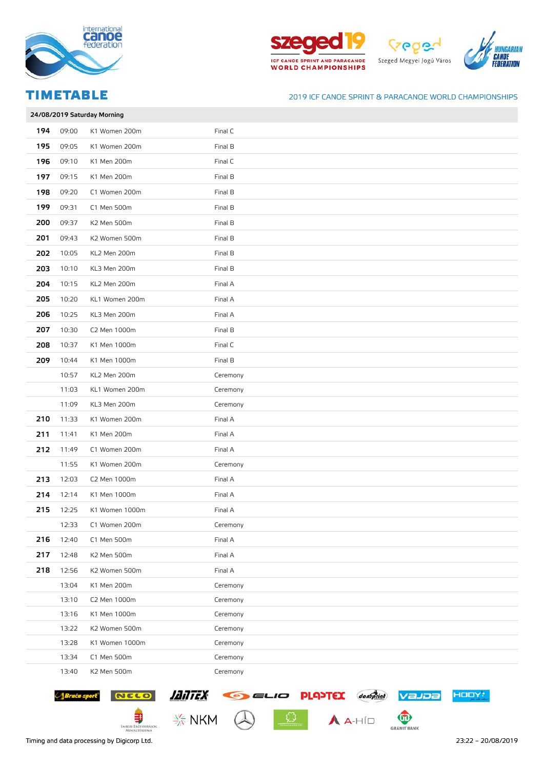# TIMETABLE

2019 ICF CANOE SPRINT & PARACANOE WORLD CHAMPIONSHIPS

| 24/08/2019 Saturday Morning | | | |
|---|---|---|---|
| 194 | 09:00 | K1 Women 200m | Final C |
| 195 | 09:05 | K1 Women 200m | Final B |
| 196 | 09:10 | K1 Men 200m | Final C |
| 197 | 09:15 | K1 Men 200m | Final B |
| 198 | 09:20 | C1 Women 200m | Final B |
| 199 | 09:31 | C1 Men 500m | Final B |
| 200 | 09:37 | K2 Men 500m | Final B |
| 201 | 09:43 | K2 Women 500m | Final B |
| 202 | 10:05 | KL2 Men 200m | Final B |
| 203 | 10:10 | KL3 Men 200m | Final B |
| 204 | 10:15 | KL2 Men 200m | Final A |
| 205 | 10:20 | KL1 Women 200m | Final A |
| 206 | 10:25 | KL3 Men 200m | Final A |
| 207 | 10:30 | C2 Men 1000m | Final B |
| 208 | 10:37 | K1 Men 1000m | Final C |
| 209 | 10:44 | K1 Men 1000m | Final B |
| | 10:57 | KL2 Men 200m | Ceremony |
| | 11:03 | KL1 Women 200m | Ceremony |
| | 11:09 | KL3 Men 200m | Ceremony |
| 210 | 11:33 | K1 Women 200m | Final A |
| 211 | 11:41 | K1 Men 200m | Final A |
| 212 | 11:49 | C1 Women 200m | Final A |
| | 11:55 | K1 Women 200m | Ceremony |
| 213 | 12:03 | C2 Men 1000m | Final A |
| 214 | 12:14 | K1 Men 1000m | Final A |
| 215 | 12:25 | K1 Women 1000m | Final A |
| | 12:33 | C1 Women 200m | Ceremony |
| 216 | 12:40 | C1 Men 500m | Final A |
| 217 | 12:48 | K2 Men 500m | Final A |
| 218 | 12:56 | K2 Women 500m | Final A |
| | 13:04 | K1 Men 200m | Ceremony |
| | 13:10 | C2 Men 1000m | Ceremony |
| | 13:16 | K1 Men 1000m | Ceremony |
| | 13:22 | K2 Women 500m | Ceremony |
| | 13:28 | K1 Women 1000m | Ceremony |
| | 13:34 | C1 Men 500m | Ceremony |
| | 13:40 | K2 Men 500m | Ceremony |

Timing and data processing by Digicorp Ltd. 23:22 – 20/08/2019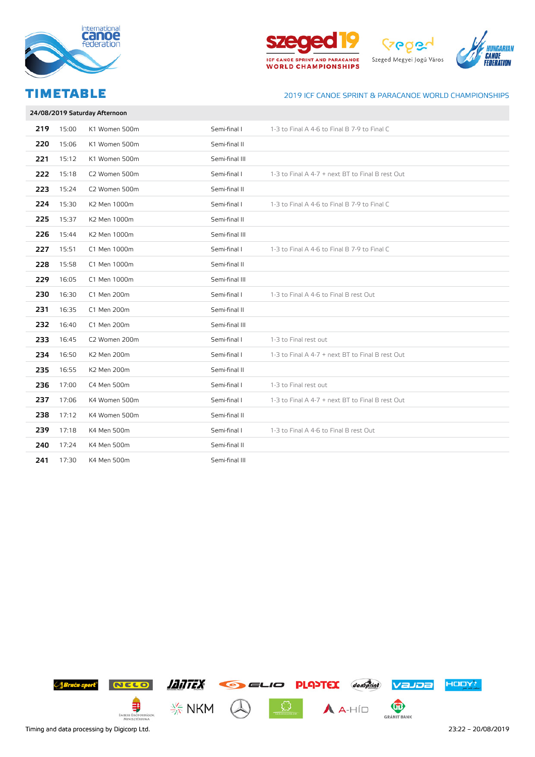# TIMETABLE

2019 ICF CANOE SPRINT & PARACANOE WORLD CHAMPIONSHIPS

**24/08/2019 Saturday Afternoon**

| | | | | |
|---|---|---|---|---|
| **219** | 15:00 | K1 Women 500m | Semi-final I | 1-3 to Final A 4-6 to Final B 7-9 to Final C |
| **220** | 15:06 | K1 Women 500m | Semi-final II | |
| **221** | 15:12 | K1 Women 500m | Semi-final III | |
| **222** | 15:18 | C2 Women 500m | Semi-final I | 1-3 to Final A 4-7 + next BT to Final B rest Out |
| **223** | 15:24 | C2 Women 500m | Semi-final II | |
| **224** | 15:30 | K2 Men 1000m | Semi-final I | 1-3 to Final A 4-6 to Final B 7-9 to Final C |
| **225** | 15:37 | K2 Men 1000m | Semi-final II | |
| **226** | 15:44 | K2 Men 1000m | Semi-final III | |
| **227** | 15:51 | C1 Men 1000m | Semi-final I | 1-3 to Final A 4-6 to Final B 7-9 to Final C |
| **228** | 15:58 | C1 Men 1000m | Semi-final II | |
| **229** | 16:05 | C1 Men 1000m | Semi-final III | |
| **230** | 16:30 | C1 Men 200m | Semi-final I | 1-3 to Final A 4-6 to Final B rest Out |
| **231** | 16:35 | C1 Men 200m | Semi-final II | |
| **232** | 16:40 | C1 Men 200m | Semi-final III | |
| **233** | 16:45 | C2 Women 200m | Semi-final I | 1-3 to Final rest out |
| **234** | 16:50 | K2 Men 200m | Semi-final I | 1-3 to Final A 4-7 + next BT to Final B rest Out |
| **235** | 16:55 | K2 Men 200m | Semi-final II | |
| **236** | 17:00 | C4 Men 500m | Semi-final I | 1-3 to Final rest out |
| **237** | 17:06 | K4 Women 500m | Semi-final I | 1-3 to Final A 4-7 + next BT to Final B rest Out |
| **238** | 17:12 | K4 Women 500m | Semi-final II | |
| **239** | 17:18 | K4 Men 500m | Semi-final I | 1-3 to Final A 4-6 to Final B rest Out |
| **240** | 17:24 | K4 Men 500m | Semi-final II | |
| **241** | 17:30 | K4 Men 500m | Semi-final III | |

Timing and data processing by Digicorp Ltd.

23:22 – 20/08/2019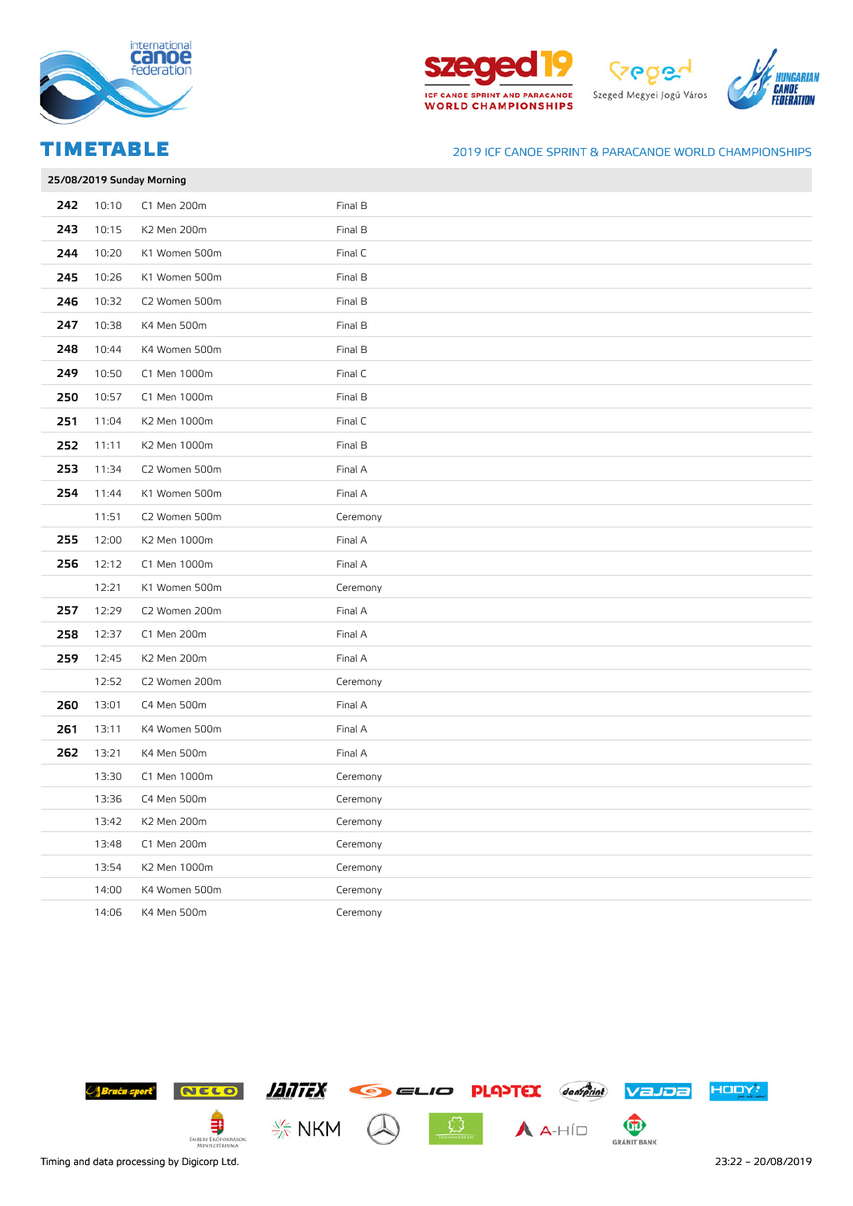## TIMETABLE

2019 ICF CANOE SPRINT & PARACANOE WORLD CHAMPIONSHIPS

| 25/08/2019 Sunday Morning | | | |
|---|---|---|---|
| **242** | 10:10 | C1 Men 200m | Final B |
| **243** | 10:15 | K2 Men 200m | Final B |
| **244** | 10:20 | K1 Women 500m | Final C |
| **245** | 10:26 | K1 Women 500m | Final B |
| **246** | 10:32 | C2 Women 500m | Final B |
| **247** | 10:38 | K4 Men 500m | Final B |
| **248** | 10:44 | K4 Women 500m | Final B |
| **249** | 10:50 | C1 Men 1000m | Final C |
| **250** | 10:57 | C1 Men 1000m | Final B |
| **251** | 11:04 | K2 Men 1000m | Final C |
| **252** | 11:11 | K2 Men 1000m | Final B |
| **253** | 11:34 | C2 Women 500m | Final A |
| **254** | 11:44 | K1 Women 500m | Final A |
| | 11:51 | C2 Women 500m | Ceremony |
| **255** | 12:00 | K2 Men 1000m | Final A |
| **256** | 12:12 | C1 Men 1000m | Final A |
| | 12:21 | K1 Women 500m | Ceremony |
| **257** | 12:29 | C2 Women 200m | Final A |
| **258** | 12:37 | C1 Men 200m | Final A |
| **259** | 12:45 | K2 Men 200m | Final A |
| | 12:52 | C2 Women 200m | Ceremony |
| **260** | 13:01 | C4 Men 500m | Final A |
| **261** | 13:11 | K4 Women 500m | Final A |
| **262** | 13:21 | K4 Men 500m | Final A |
| | 13:30 | C1 Men 1000m | Ceremony |
| | 13:36 | C4 Men 500m | Ceremony |
| | 13:42 | K2 Men 200m | Ceremony |
| | 13:48 | C1 Men 200m | Ceremony |
| | 13:54 | K2 Men 1000m | Ceremony |
| | 14:00 | K4 Women 500m | Ceremony |
| | 14:06 | K4 Men 500m | Ceremony |

Timing and data processing by Digicorp Ltd.

23:22 – 20/08/2019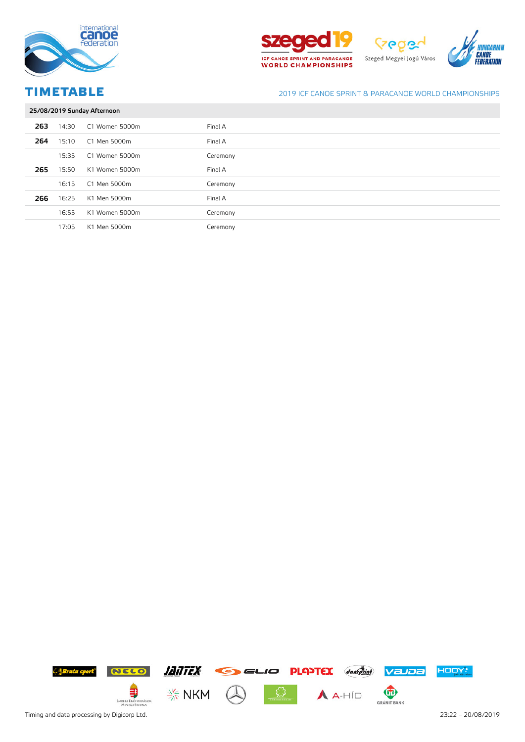# TIMETABLE

2019 ICF CANOE SPRINT & PARACANOE WORLD CHAMPIONSHIPS

| 25/08/2019 Sunday Afternoon | | | |
|---|---|---|---|
| **263** | 14:30 | C1 Women 5000m | Final A |
| **264** | 15:10 | C1 Men 5000m | Final A |
| | 15:35 | C1 Women 5000m | Ceremony |
| **265** | 15:50 | K1 Women 5000m | Final A |
| | 16:15 | C1 Men 5000m | Ceremony |
| **266** | 16:25 | K1 Men 5000m | Final A |
| | 16:55 | K1 Women 5000m | Ceremony |
| | 17:05 | K1 Men 5000m | Ceremony |

Timing and data processing by Digicorp Ltd.

23:22 – 20/08/2019